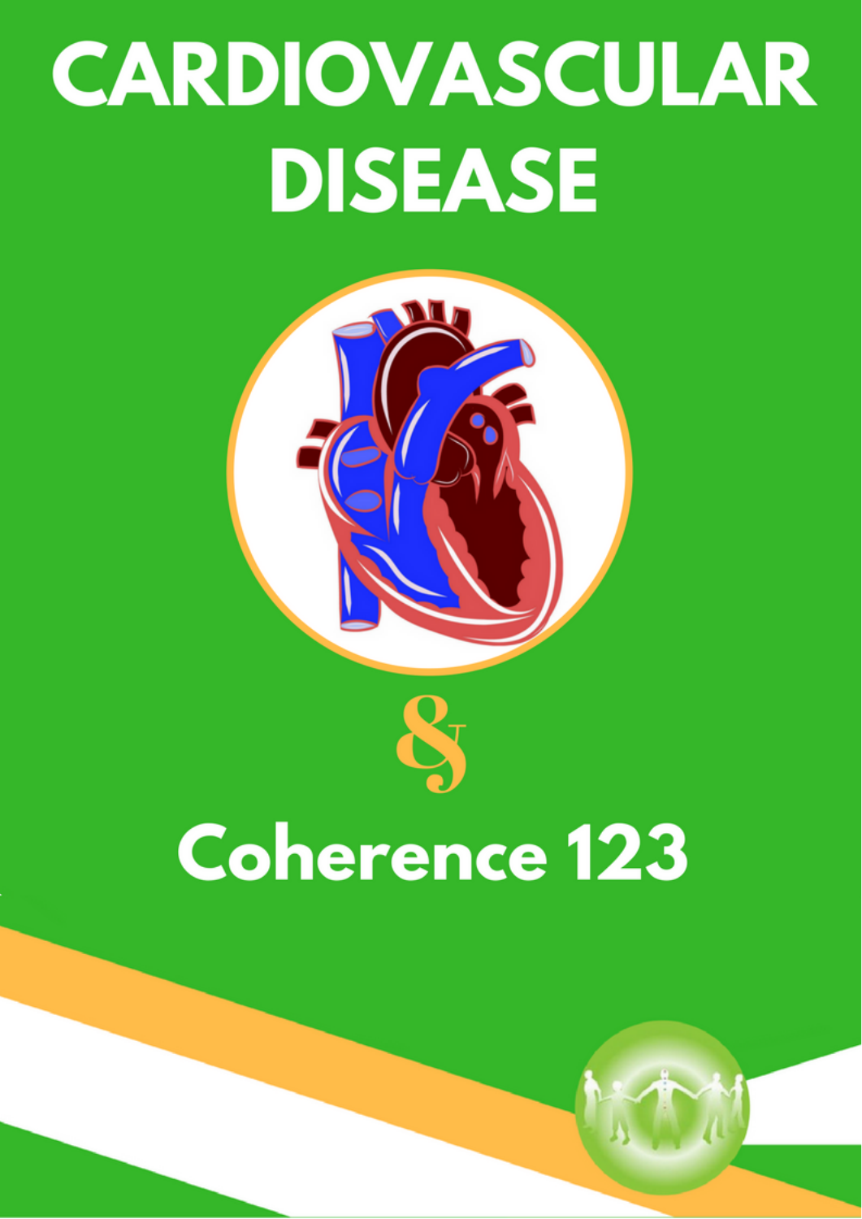# CARDIOVASCULAR DISEASE

&

## Coherence 123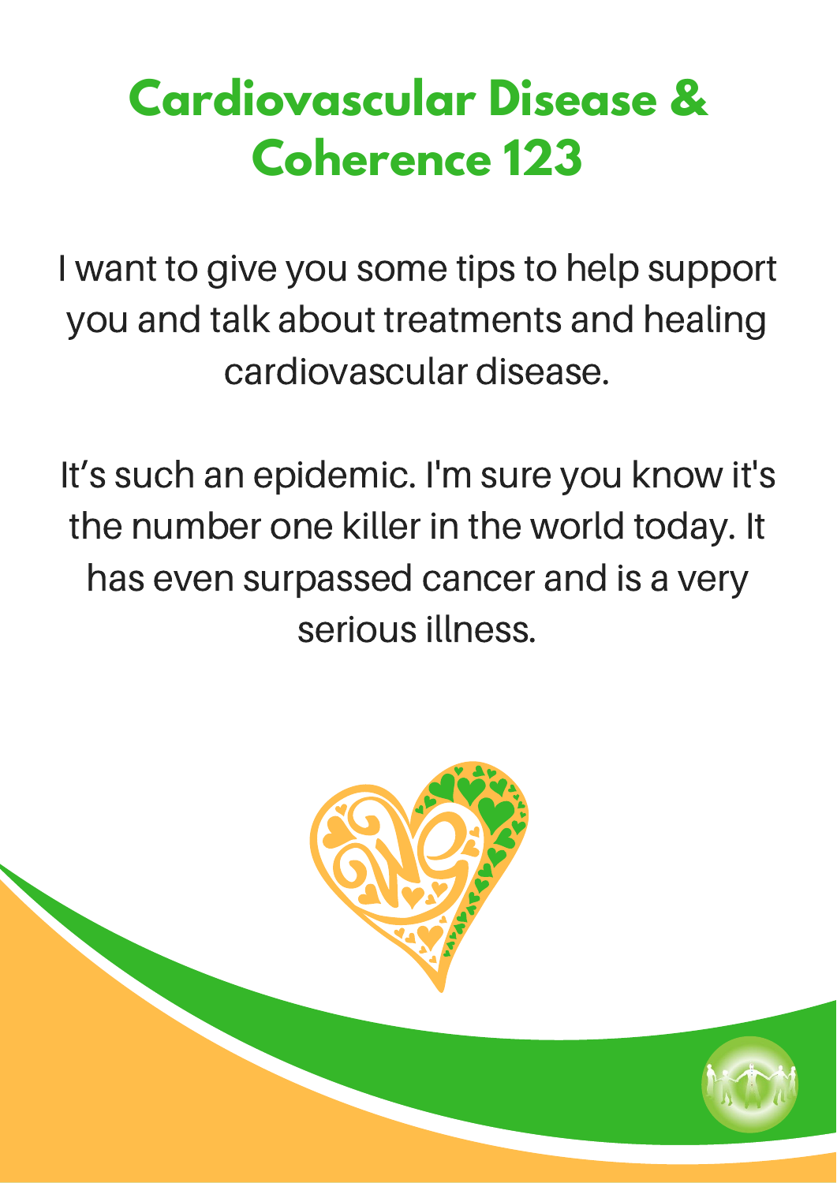# Cardiovascular Disease & Coherence 123

I want to give you some tips to help support you and talk about treatments and healing cardiovascular disease.

It's such an epidemic. I'm sure you know it's the number one killer in the world today. It has even surpassed cancer and is a very serious illness.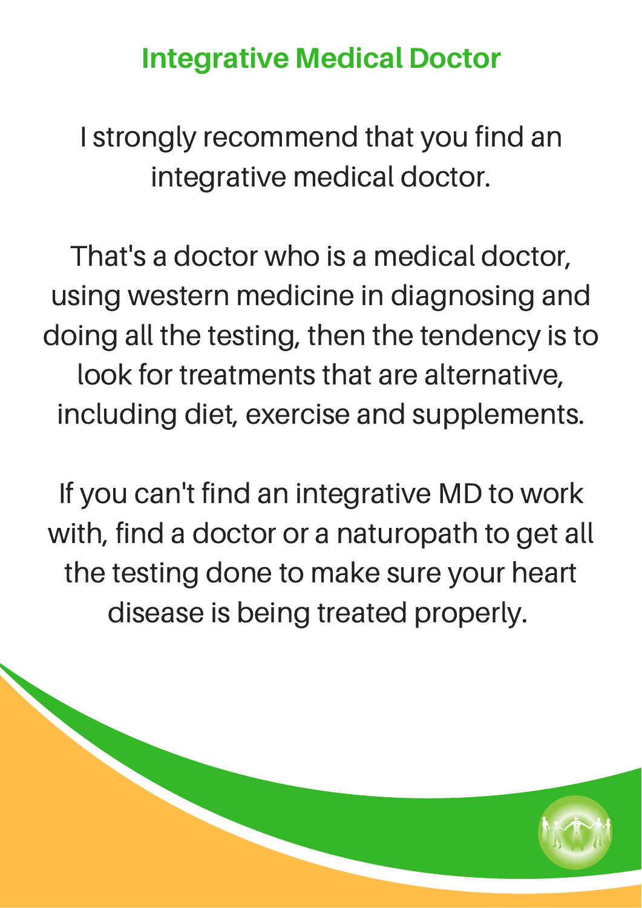## Integrative Medical Doctor

I strongly recommend that you find an integrative medical doctor.

That's a doctor who is a medical doctor, using western medicine in diagnosing and doing all the testing, then the tendency is to look for treatments that are alternative, including diet, exercise and supplements.

If you can't find an integrative MD to work with, find a doctor or a naturopath to get all the testing done to make sure your heart disease is being treated properly.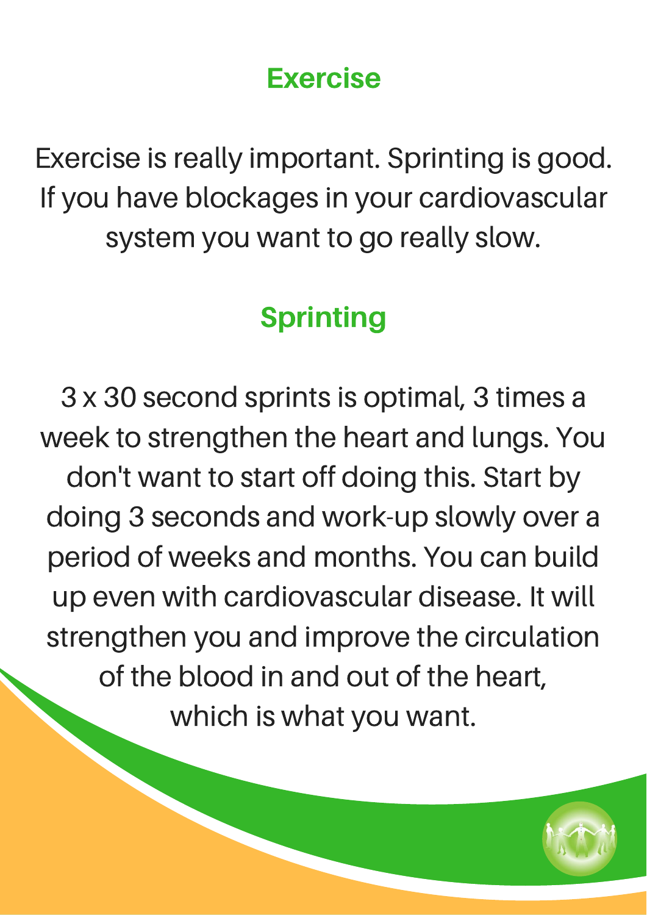## Exercise

Exercise is really important. Sprinting is good. If you have blockages in your cardiovascular system you want to go really slow.

## Sprinting

3 x 30 second sprints is optimal, 3 times a week to strengthen the heart and lungs. You don't want to start off doing this. Start by doing 3 seconds and work-up slowly over a period of weeks and months. You can build up even with cardiovascular disease. It will strengthen you and improve the circulation of the blood in and out of the heart, which is what you want.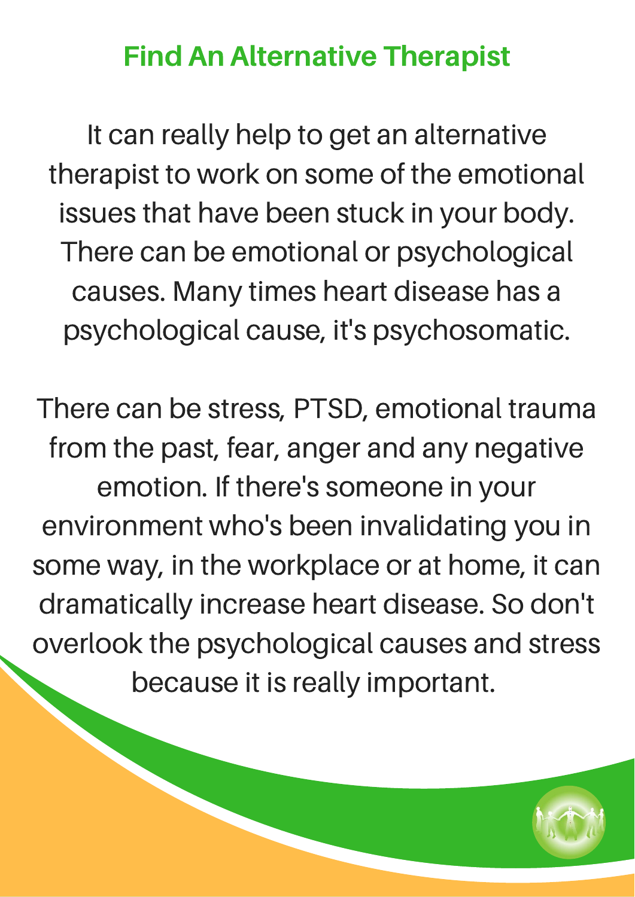## Find An Alternative Therapist

It can really help to get an alternative therapist to work on some of the emotional issues that have been stuck in your body. There can be emotional or psychological causes. Many times heart disease has a psychological cause, it's psychosomatic.

There can be stress, PTSD, emotional trauma from the past, fear, anger and any negative emotion. If there's someone in your environment who's been invalidating you in some way, in the workplace or at home, it can dramatically increase heart disease. So don't overlook the psychological causes and stress because it is really important.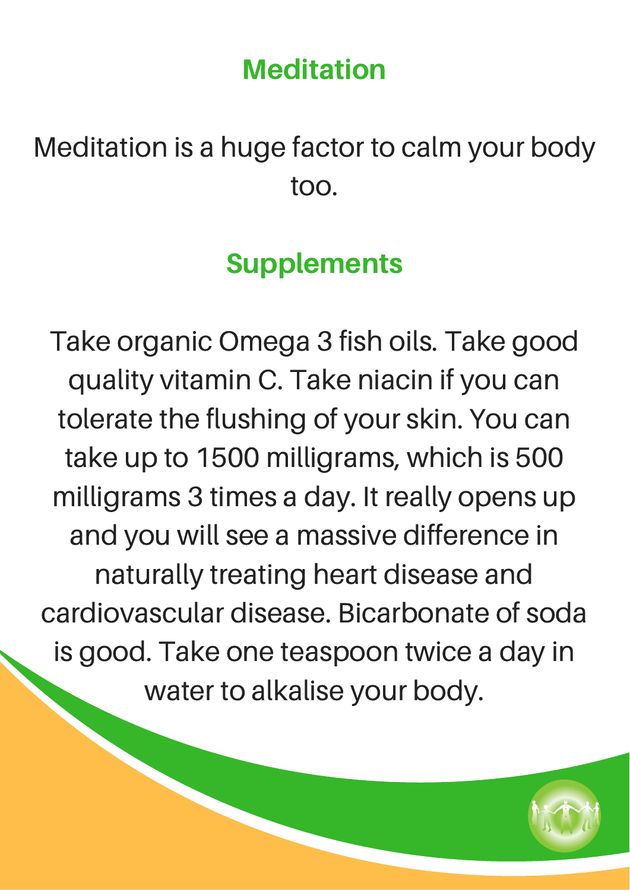## Meditation

Meditation is a huge factor to calm your body too.

## Supplements

Take organic Omega 3 fish oils. Take good quality vitamin C. Take niacin if you can tolerate the flushing of your skin. You can take up to 1500 milligrams, which is 500 milligrams 3 times a day. It really opens up and you will see a massive difference in naturally treating heart disease and cardiovascular disease. Bicarbonate of soda is good. Take one teaspoon twice a day in water to alkalise your body.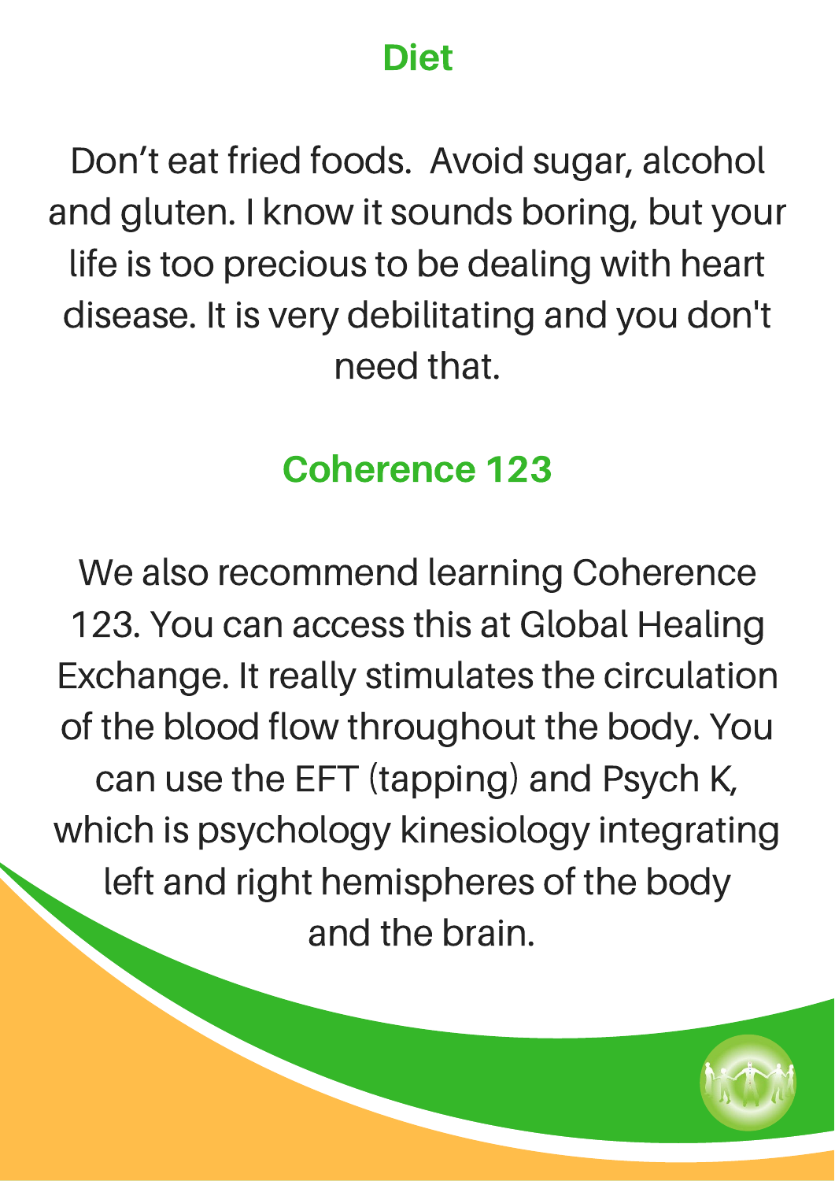## Diet

Don't eat fried foods. Avoid sugar, alcohol and gluten. I know it sounds boring, but your life is too precious to be dealing with heart disease. It is very debilitating and you don't need that.

## Coherence 123

We also recommend learning Coherence 123. You can access this at Global Healing Exchange. It really stimulates the circulation of the blood flow throughout the body. You can use the EFT (tapping) and Psych K, which is psychology kinesiology integrating left and right hemispheres of the body and the brain.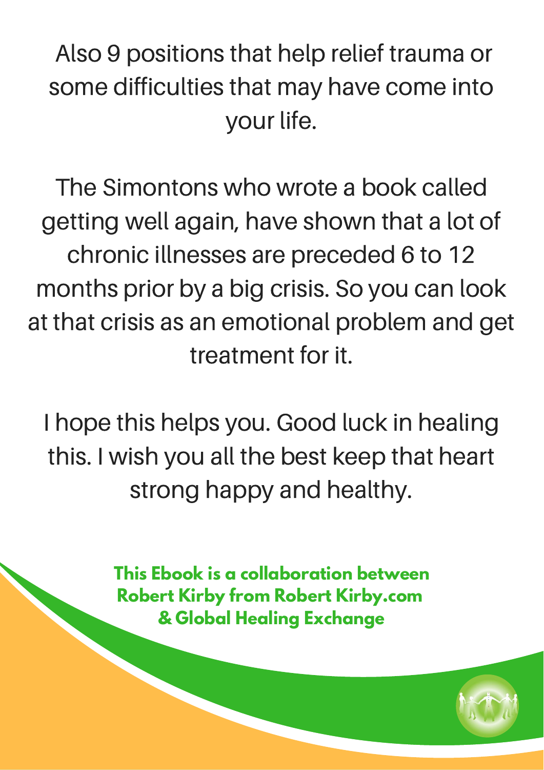Also 9 positions that help relief trauma or some difficulties that may have come into your life.

The Simontons who wrote a book called getting well again, have shown that a lot of chronic illnesses are preceded 6 to 12 months prior by a big crisis. So you can look at that crisis as an emotional problem and get treatment for it.

I hope this helps you. Good luck in healing this. I wish you all the best keep that heart strong happy and healthy.

**This Ebook is a collaboration between Robert Kirby from Robert Kirby.com & Global Healing Exchange**